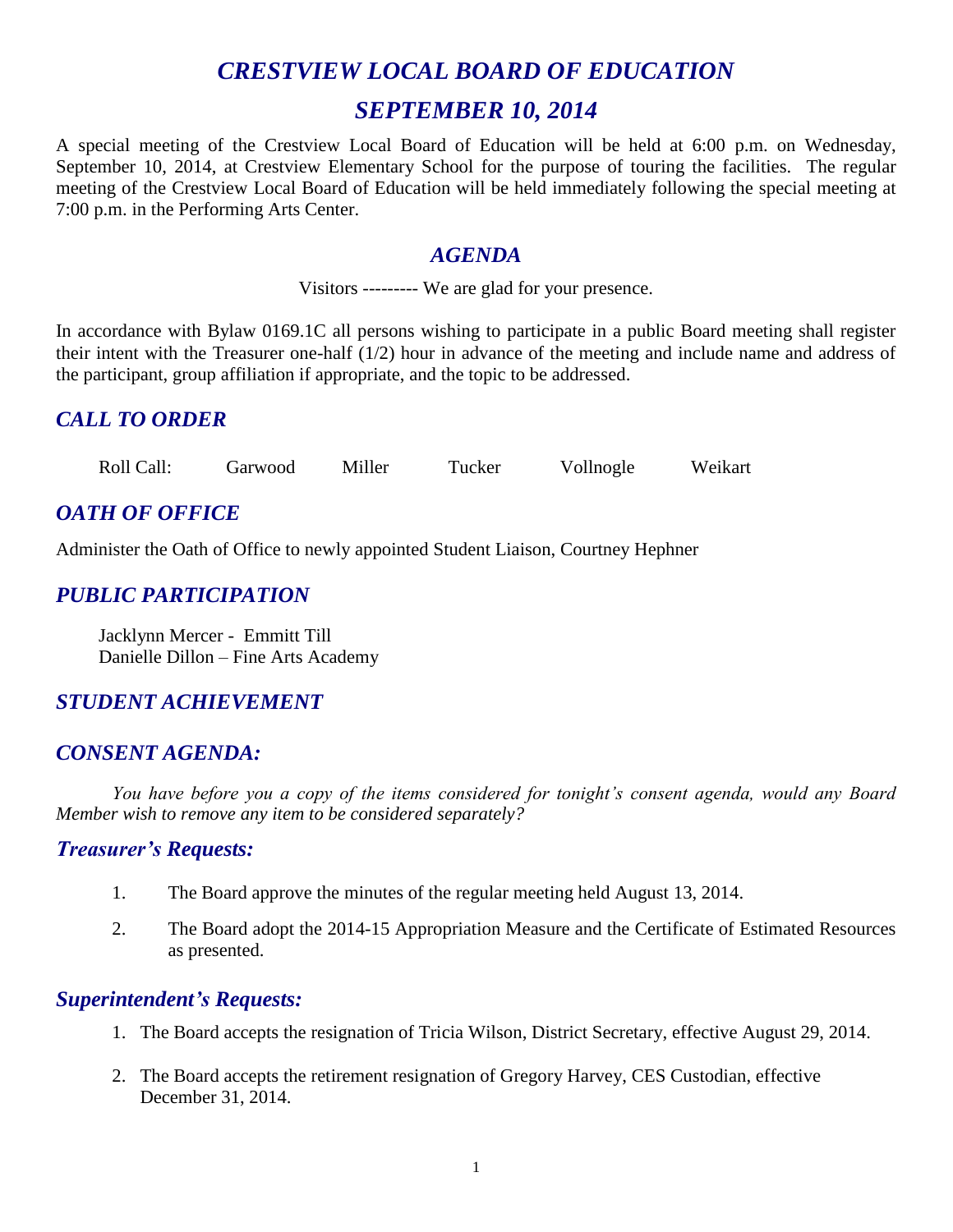# *CRESTVIEW LOCAL BOARD OF EDUCATION*

# *SEPTEMBER 10, 2014*

A special meeting of the Crestview Local Board of Education will be held at 6:00 p.m. on Wednesday, September 10, 2014, at Crestview Elementary School for the purpose of touring the facilities. The regular meeting of the Crestview Local Board of Education will be held immediately following the special meeting at 7:00 p.m. in the Performing Arts Center.

## *AGENDA*

Visitors --------- We are glad for your presence.

In accordance with Bylaw 0169.1C all persons wishing to participate in a public Board meeting shall register their intent with the Treasurer one-half (1/2) hour in advance of the meeting and include name and address of the participant, group affiliation if appropriate, and the topic to be addressed.

## *CALL TO ORDER*

Roll Call: Garwood Miller Tucker Vollnogle Weikart

## *OATH OF OFFICE*

Administer the Oath of Office to newly appointed Student Liaison, Courtney Hephner

## *PUBLIC PARTICIPATION*

Jacklynn Mercer - Emmitt Till
Danielle Dillon – Fine Arts Academy

## *STUDENT ACHIEVEMENT*

## *CONSENT AGENDA:*

*You have before you a copy of the items considered for tonight's consent agenda, would any Board Member wish to remove any item to be considered separately?*

### *Treasurer's Requests:*

1. The Board approve the minutes of the regular meeting held August 13, 2014.
2. The Board adopt the 2014-15 Appropriation Measure and the Certificate of Estimated Resources as presented.

### *Superintendent's Requests:*

1. The Board accepts the resignation of Tricia Wilson, District Secretary, effective August 29, 2014.
2. The Board accepts the retirement resignation of Gregory Harvey, CES Custodian, effective December 31, 2014.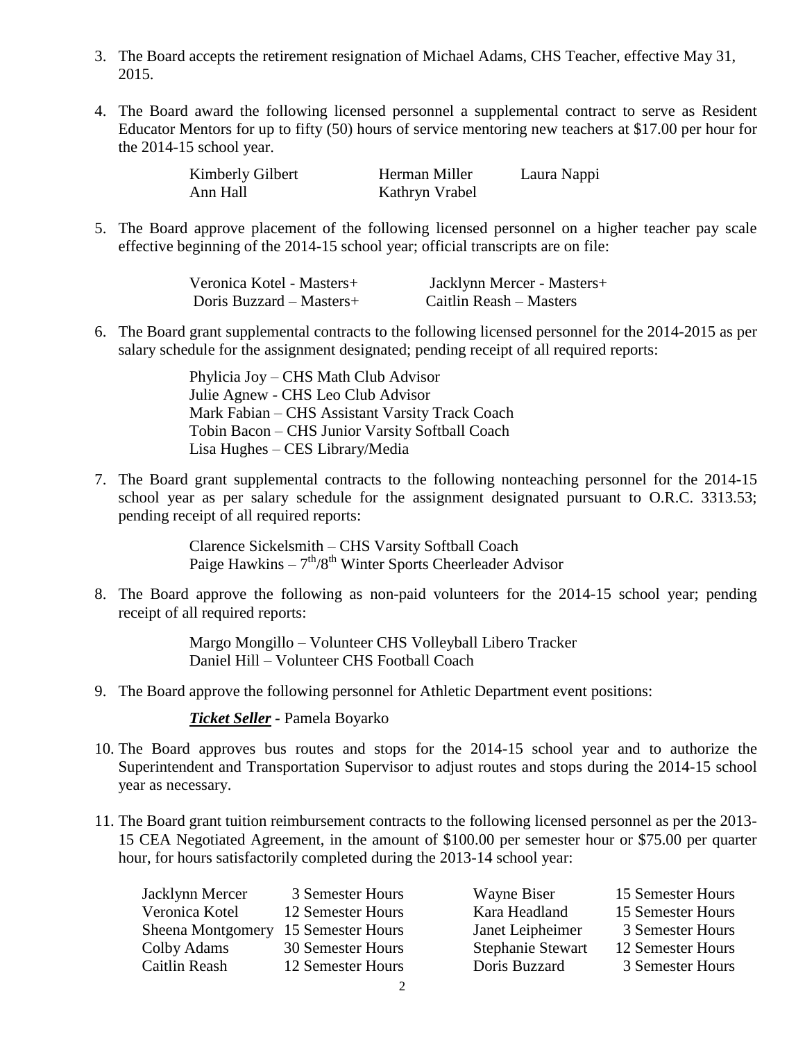3. The Board accepts the retirement resignation of Michael Adams, CHS Teacher, effective May 31, 2015.

4. The Board award the following licensed personnel a supplemental contract to serve as Resident Educator Mentors for up to fifty (50) hours of service mentoring new teachers at $17.00 per hour for the 2014-15 school year.

   Kimberly Gilbert — Herman Miller — Laura Nappi
   Ann Hall — Kathryn Vrabel

5. The Board approve placement of the following licensed personnel on a higher teacher pay scale effective beginning of the 2014-15 school year; official transcripts are on file:

   Veronica Kotel - Masters+ — Jacklynn Mercer - Masters+
   Doris Buzzard – Masters+ — Caitlin Reash – Masters

6. The Board grant supplemental contracts to the following licensed personnel for the 2014-2015 as per salary schedule for the assignment designated; pending receipt of all required reports:

   Phylicia Joy – CHS Math Club Advisor
   Julie Agnew - CHS Leo Club Advisor
   Mark Fabian – CHS Assistant Varsity Track Coach
   Tobin Bacon – CHS Junior Varsity Softball Coach
   Lisa Hughes – CES Library/Media

7. The Board grant supplemental contracts to the following nonteaching personnel for the 2014-15 school year as per salary schedule for the assignment designated pursuant to O.R.C. 3313.53; pending receipt of all required reports:

   Clarence Sickelsmith – CHS Varsity Softball Coach
   Paige Hawkins – 7th/8th Winter Sports Cheerleader Advisor

8. The Board approve the following as non-paid volunteers for the 2014-15 school year; pending receipt of all required reports:

   Margo Mongillo – Volunteer CHS Volleyball Libero Tracker
   Daniel Hill – Volunteer CHS Football Coach

9. The Board approve the following personnel for Athletic Department event positions:

   ***Ticket Seller*** **-** Pamela Boyarko

10. The Board approves bus routes and stops for the 2014-15 school year and to authorize the Superintendent and Transportation Supervisor to adjust routes and stops during the 2014-15 school year as necessary.

11. The Board grant tuition reimbursement contracts to the following licensed personnel as per the 2013-15 CEA Negotiated Agreement, in the amount of $100.00 per semester hour or $75.00 per quarter hour, for hours satisfactorily completed during the 2013-14 school year:

| | | | |
|---|---|---|---|
| Jacklynn Mercer | 3 Semester Hours | Wayne Biser | 15 Semester Hours |
| Veronica Kotel | 12 Semester Hours | Kara Headland | 15 Semester Hours |
| Sheena Montgomery | 15 Semester Hours | Janet Leipheimer | 3 Semester Hours |
| Colby Adams | 30 Semester Hours | Stephanie Stewart | 12 Semester Hours |
| Caitlin Reash | 12 Semester Hours | Doris Buzzard | 3 Semester Hours |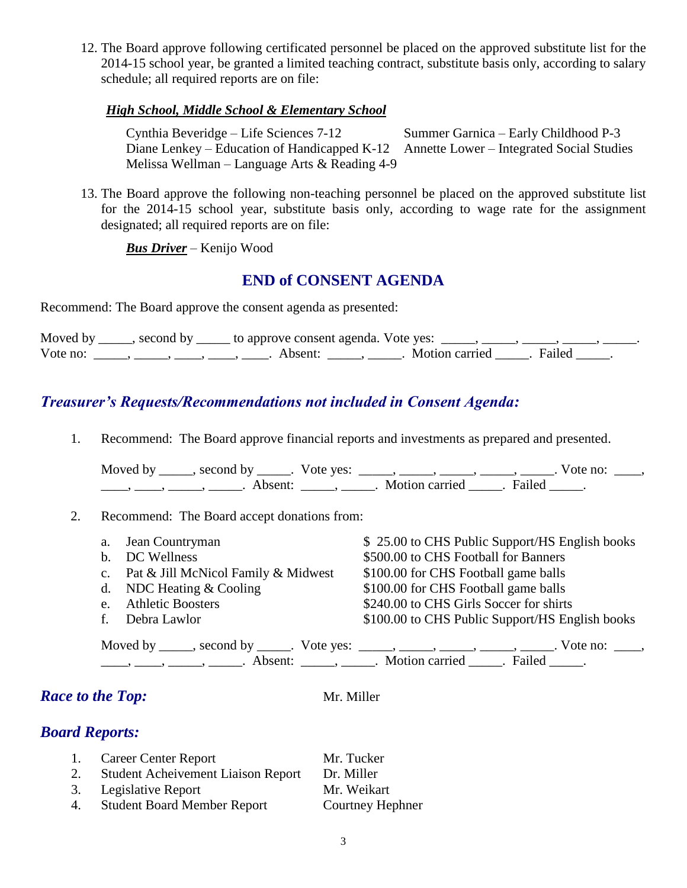12. The Board approve following certificated personnel be placed on the approved substitute list for the 2014-15 school year, be granted a limited teaching contract, substitute basis only, according to salary schedule; all required reports are on file:

***High School, Middle School & Elementary School***

Cynthia Beveridge – Life Sciences 7-12
Summer Garnica – Early Childhood P-3
Diane Lenkey – Education of Handicapped K-12
Annette Lower – Integrated Social Studies
Melissa Wellman – Language Arts & Reading 4-9

13. The Board approve the following non-teaching personnel be placed on the approved substitute list for the 2014-15 school year, substitute basis only, according to wage rate for the assignment designated; all required reports are on file:

***Bus Driver*** – Kenijo Wood

## END of CONSENT AGENDA

Recommend: The Board approve the consent agenda as presented:

Moved by _____, second by _____ to approve consent agenda. Vote yes: _____, _____, _____, _____, _____. Vote no: _____, _____, ____, ____, ____. Absent: _____, _____. Motion carried _____. Failed _____.

## *Treasurer's Requests/Recommendations not included in Consent Agenda:*

1. Recommend: The Board approve financial reports and investments as prepared and presented.

   Moved by _____, second by _____. Vote yes: _____, _____, _____, _____, _____. Vote no: ____, ____, ____, _____, _____. Absent: _____, _____. Motion carried _____. Failed _____.

2. Recommend: The Board accept donations from:

   a. Jean Countryman — $ 25.00 to CHS Public Support/HS English books
   b. DC Wellness — $500.00 to CHS Football for Banners
   c. Pat & Jill McNicol Family & Midwest — $100.00 for CHS Football game balls
   d. NDC Heating & Cooling — $100.00 for CHS Football game balls
   e. Athletic Boosters — $240.00 to CHS Girls Soccer for shirts
   f. Debra Lawlor — $100.00 to CHS Public Support/HS English books

   Moved by _____, second by _____. Vote yes: _____, _____, _____, _____, _____. Vote no: ____, ____, ____, _____, _____. Absent: _____, _____. Motion carried _____. Failed _____.

## *Race to the Top:* Mr. Miller

## *Board Reports:*

1. Career Center Report — Mr. Tucker
2. Student Acheivement Liaison Report — Dr. Miller
3. Legislative Report — Mr. Weikart
4. Student Board Member Report — Courtney Hephner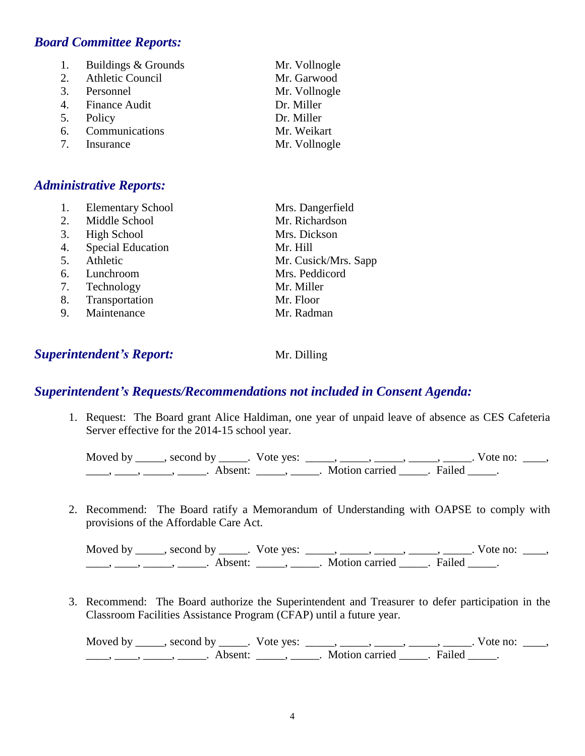## *Board Committee Reports:*

| | | |
|---|---|---|
| 1. | Buildings & Grounds | Mr. Vollnogle |
| 2. | Athletic Council | Mr. Garwood |
| 3. | Personnel | Mr. Vollnogle |
| 4. | Finance Audit | Dr. Miller |
| 5. | Policy | Dr. Miller |
| 6. | Communications | Mr. Weikart |
| 7. | Insurance | Mr. Vollnogle |

## *Administrative Reports:*

| | | |
|---|---|---|
| 1. | Elementary School | Mrs. Dangerfield |
| 2. | Middle School | Mr. Richardson |
| 3. | High School | Mrs. Dickson |
| 4. | Special Education | Mr. Hill |
| 5. | Athletic | Mr. Cusick/Mrs. Sapp |
| 6. | Lunchroom | Mrs. Peddicord |
| 7. | Technology | Mr. Miller |
| 8. | Transportation | Mr. Floor |
| 9. | Maintenance | Mr. Radman |

## *Superintendent's Report:* Mr. Dilling

## *Superintendent's Requests/Recommendations not included in Consent Agenda:*

1. Request: The Board grant Alice Haldiman, one year of unpaid leave of absence as CES Cafeteria Server effective for the 2014-15 school year.

   Moved by _____, second by _____. Vote yes: _____, _____, _____, _____, _____. Vote no: ____, ____, ____, _____, _____. Absent: _____, _____. Motion carried _____. Failed _____.

2. Recommend: The Board ratify a Memorandum of Understanding with OAPSE to comply with provisions of the Affordable Care Act.

   Moved by _____, second by _____. Vote yes: _____, _____, _____, _____, _____. Vote no: ____, ____, ____, _____, _____. Absent: _____, _____. Motion carried _____. Failed _____.

3. Recommend: The Board authorize the Superintendent and Treasurer to defer participation in the Classroom Facilities Assistance Program (CFAP) until a future year.

   Moved by _____, second by _____. Vote yes: _____, _____, _____, _____, _____. Vote no: ____, ____, ____, _____, _____. Absent: _____, _____. Motion carried _____. Failed _____.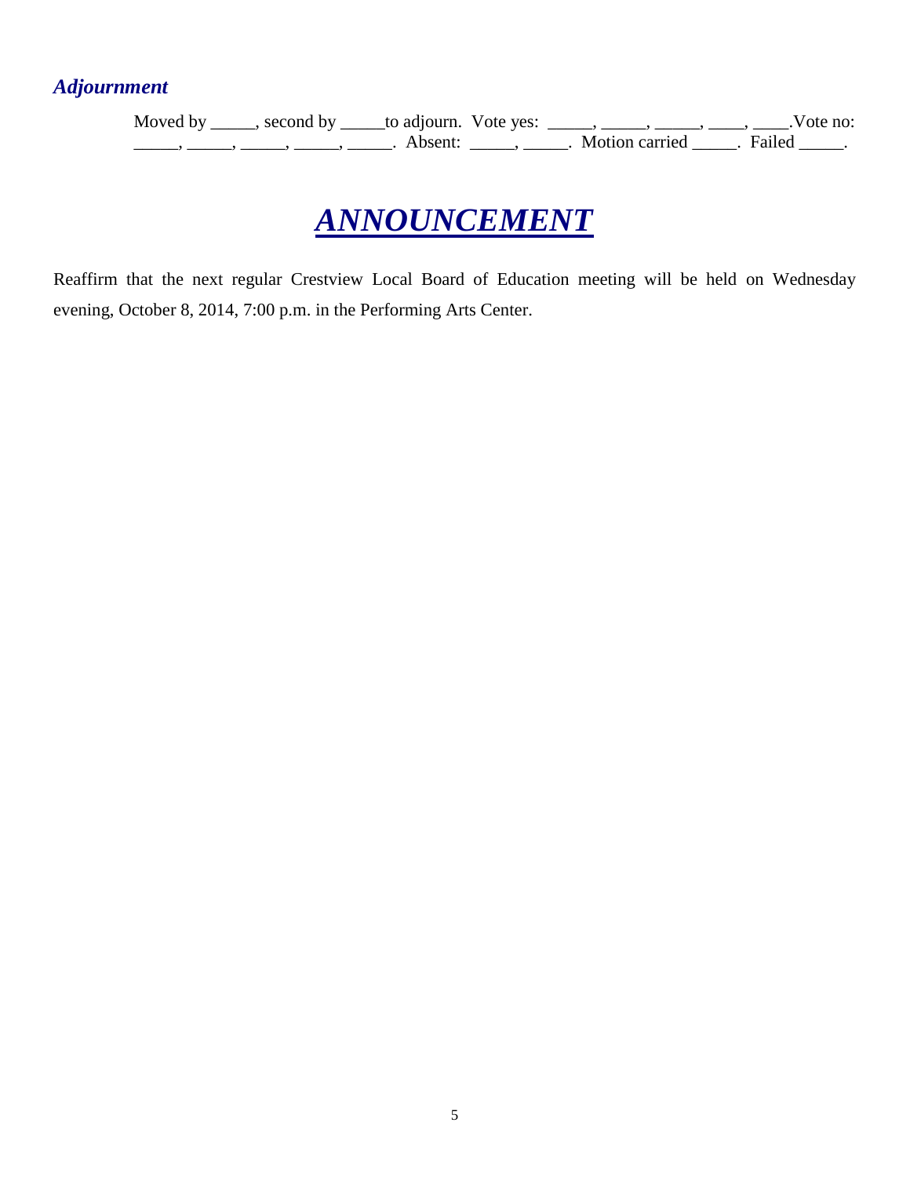### *Adjournment*

Moved by _____, second by _____to adjourn. Vote yes: _____, _____, _____, ____, ____.Vote no: _____, _____, _____, _____, _____. Absent: _____, _____. Motion carried _____. Failed _____.

# ***ANNOUNCEMENT***

Reaffirm that the next regular Crestview Local Board of Education meeting will be held on Wednesday evening, October 8, 2014, 7:00 p.m. in the Performing Arts Center.